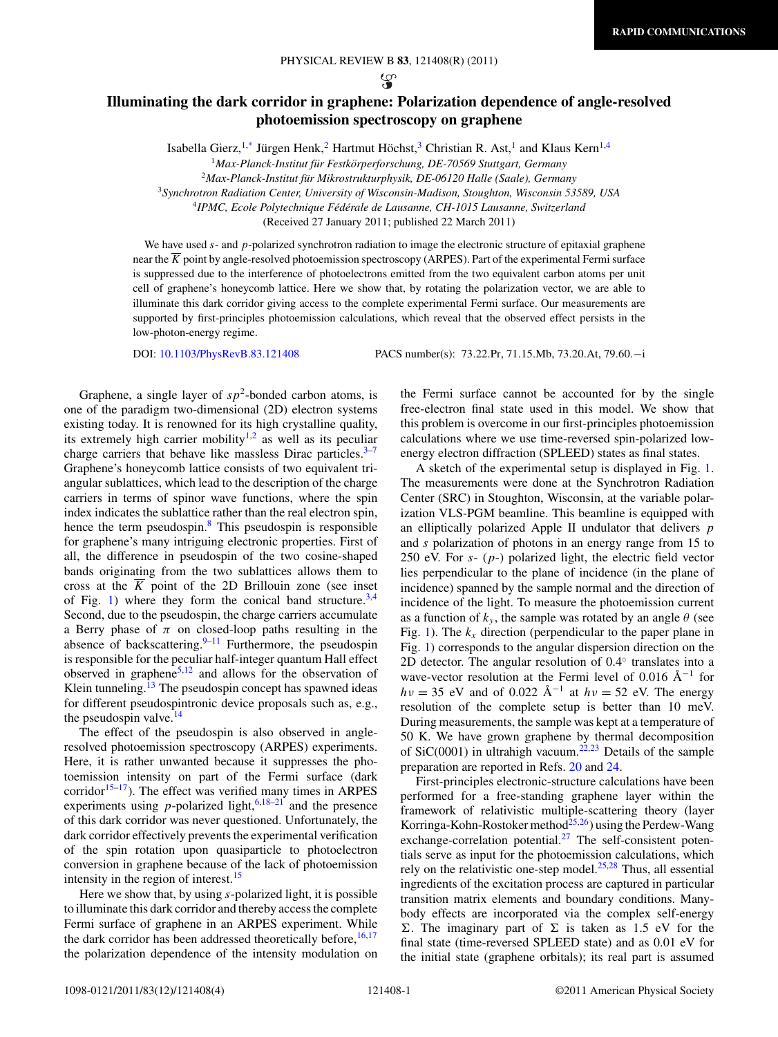# Illuminating the dark corridor in graphene: Polarization dependence of angle-resolved photoemission spectroscopy on graphene

Isabella Gierz,[1,*] Jürgen Henk,[2] Hartmut Höchst,[3] Christian R. Ast,[1] and Klaus Kern[1,4]

[1]*Max-Planck-Institut für Festkörperforschung, DE-70569 Stuttgart, Germany*
[2]*Max-Planck-Institut für Mikrostrukturphysik, DE-06120 Halle (Saale), Germany*
[3]*Synchrotron Radiation Center, University of Wisconsin-Madison, Stoughton, Wisconsin 53589, USA*
[4]*IPMC, Ecole Polytechnique Fédérale de Lausanne, CH-1015 Lausanne, Switzerland*

(Received 27 January 2011; published 22 March 2011)

We have used *s*- and *p*-polarized synchrotron radiation to image the electronic structure of epitaxial graphene near the $\overline{K}$ point by angle-resolved photoemission spectroscopy (ARPES). Part of the experimental Fermi surface is suppressed due to the interference of photoelectrons emitted from the two equivalent carbon atoms per unit cell of graphene's honeycomb lattice. Here we show that, by rotating the polarization vector, we are able to illuminate this dark corridor giving access to the complete experimental Fermi surface. Our measurements are supported by first-principles photoemission calculations, which reveal that the observed effect persists in the low-photon-energy regime.

DOI: 10.1103/PhysRevB.83.121408 PACS number(s): 73.22.Pr, 71.15.Mb, 73.20.At, 79.60.−i

Graphene, a single layer of $sp^2$-bonded carbon atoms, is one of the paradigm two-dimensional (2D) electron systems existing today. It is renowned for its high crystalline quality, its extremely high carrier mobility[1,2] as well as its peculiar charge carriers that behave like massless Dirac particles.[3–7] Graphene's honeycomb lattice consists of two equivalent triangular sublattices, which lead to the description of the charge carriers in terms of spinor wave functions, where the spin index indicates the sublattice rather than the real electron spin, hence the term pseudospin.[8] This pseudospin is responsible for graphene's many intriguing electronic properties. First of all, the difference in pseudospin of the two cosine-shaped bands originating from the two sublattices allows them to cross at the $\overline{K}$ point of the 2D Brillouin zone (see inset of Fig. 1) where they form the conical band structure.[3,4] Second, due to the pseudospin, the charge carriers accumulate a Berry phase of $\pi$ on closed-loop paths resulting in the absence of backscattering.[9–11] Furthermore, the pseudospin is responsible for the peculiar half-integer quantum Hall effect observed in graphene[5,12] and allows for the observation of Klein tunneling.[13] The pseudospin concept has spawned ideas for different pseudospintronic device proposals such as, e.g., the pseudospin valve.[14]

The effect of the pseudospin is also observed in angle-resolved photoemission spectroscopy (ARPES) experiments. Here, it is rather unwanted because it suppresses the photoemission intensity on part of the Fermi surface (dark corridor[15–17]). The effect was verified many times in ARPES experiments using *p*-polarized light,[6,18–21] and the presence of this dark corridor was never questioned. Unfortunately, the dark corridor effectively prevents the experimental verification of the spin rotation upon quasiparticle to photoelectron conversion in graphene because of the lack of photoemission intensity in the region of interest.[15]

Here we show that, by using *s*-polarized light, it is possible to illuminate this dark corridor and thereby access the complete Fermi surface of graphene in an ARPES experiment. While the dark corridor has been addressed theoretically before,[16,17] the polarization dependence of the intensity modulation on the Fermi surface cannot be accounted for by the single free-electron final state used in this model. We show that this problem is overcome in our first-principles photoemission calculations where we use time-reversed spin-polarized low-energy electron diffraction (SPLEED) states as final states.

A sketch of the experimental setup is displayed in Fig. 1. The measurements were done at the Synchrotron Radiation Center (SRC) in Stoughton, Wisconsin, at the variable polarization VLS-PGM beamline. This beamline is equipped with an elliptically polarized Apple II undulator that delivers *p* and *s* polarization of photons in an energy range from 15 to 250 eV. For *s*- (*p*-) polarized light, the electric field vector lies perpendicular to the plane of incidence (in the plane of incidence) spanned by the sample normal and the direction of incidence of the light. To measure the photoemission current as a function of $k_y$, the sample was rotated by an angle $\theta$ (see Fig. 1). The $k_x$ direction (perpendicular to the paper plane in Fig. 1) corresponds to the angular dispersion direction on the 2D detector. The angular resolution of 0.4° translates into a wave-vector resolution at the Fermi level of 0.016 Å$^{-1}$ for $h\nu = 35$ eV and of 0.022 Å$^{-1}$ at $h\nu = 52$ eV. The energy resolution of the complete setup is better than 10 meV. During measurements, the sample was kept at a temperature of 50 K. We have grown graphene by thermal decomposition of SiC(0001) in ultrahigh vacuum.[22,23] Details of the sample preparation are reported in Refs. 20 and 24.

First-principles electronic-structure calculations have been performed for a free-standing graphene layer within the framework of relativistic multiple-scattering theory (layer Korringa-Kohn-Rostoker method[25,26]) using the Perdew-Wang exchange-correlation potential.[27] The self-consistent potentials serve as input for the photoemission calculations, which rely on the relativistic one-step model.[25,28] Thus, all essential ingredients of the excitation process are captured in particular transition matrix elements and boundary conditions. Many-body effects are incorporated via the complex self-energy $\Sigma$. The imaginary part of $\Sigma$ is taken as 1.5 eV for the final state (time-reversed SPLEED state) and as 0.01 eV for the initial state (graphene orbitals); its real part is assumed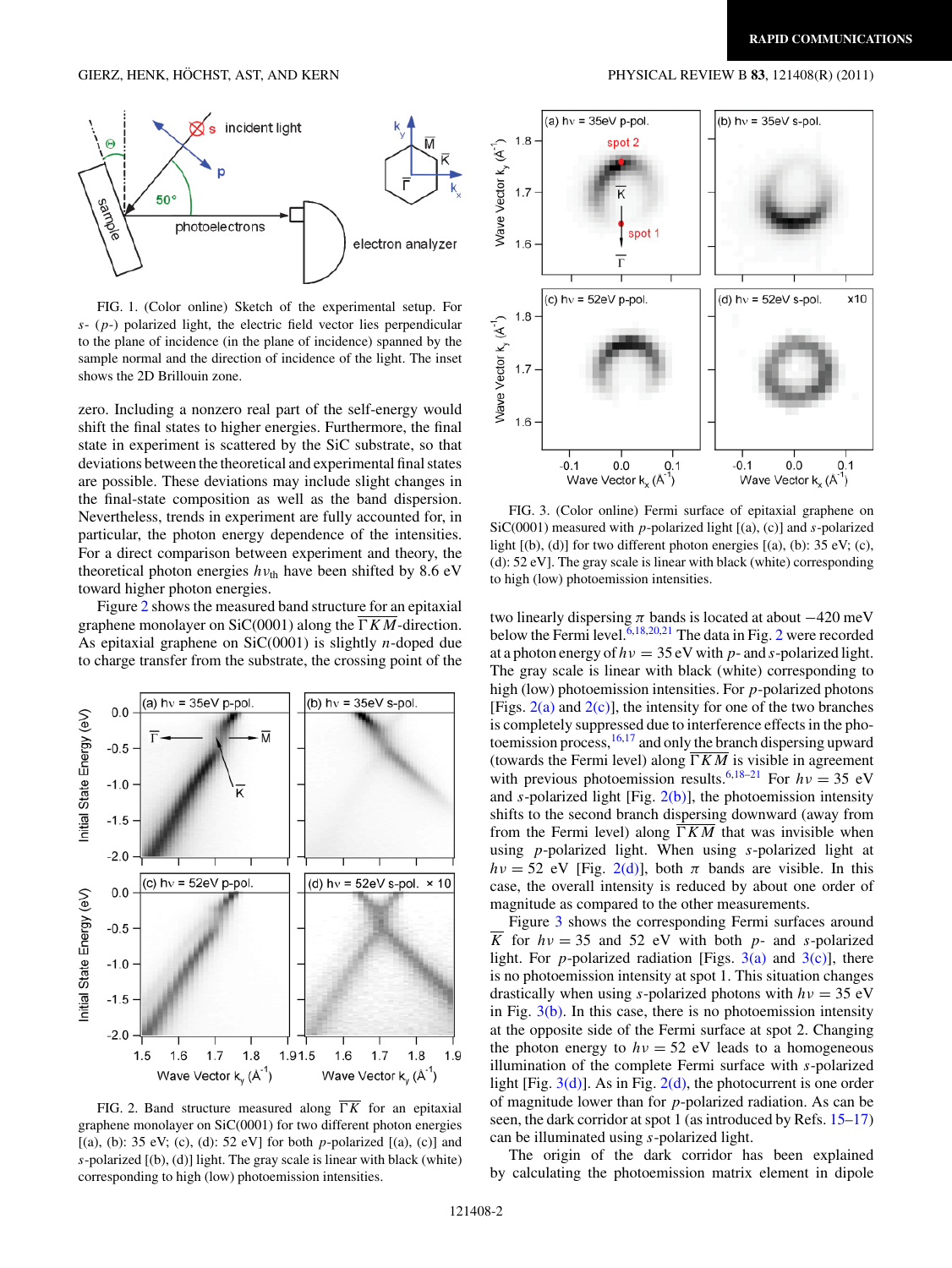FIG. 1. (Color online) Sketch of the experimental setup. For $s$- ($p$-) polarized light, the electric field vector lies perpendicular to the plane of incidence (in the plane of incidence) spanned by the sample normal and the direction of incidence of the light. The inset shows the 2D Brillouin zone.

zero. Including a nonzero real part of the self-energy would shift the final states to higher energies. Furthermore, the final state in experiment is scattered by the SiC substrate, so that deviations between the theoretical and experimental final states are possible. These deviations may include slight changes in the final-state composition as well as the band dispersion. Nevertheless, trends in experiment are fully accounted for, in particular, the photon energy dependence of the intensities. For a direct comparison between experiment and theory, the theoretical photon energies $h\nu_{\text{th}}$ have been shifted by 8.6 eV toward higher photon energies.

Figure 2 shows the measured band structure for an epitaxial graphene monolayer on SiC(0001) along the $\overline{\Gamma K M}$-direction. As epitaxial graphene on SiC(0001) is slightly $n$-doped due to charge transfer from the substrate, the crossing point of the two linearly dispersing $\pi$ bands is located at about $-420$ meV below the Fermi level.[6,18,20,21] The data in Fig. 2 were recorded at a photon energy of $h\nu = 35$ eV with $p$- and $s$-polarized light. The gray scale is linear with black (white) corresponding to high (low) photoemission intensities. For $p$-polarized photons [Figs. 2(a) and 2(c)], the intensity for one of the two branches is completely suppressed due to interference effects in the photoemission process,[16,17] and only the branch dispersing upward (towards the Fermi level) along $\overline{\Gamma K M}$ is visible in agreement with previous photoemission results.[6,18–21] For $h\nu = 35$ eV and $s$-polarized light [Fig. 2(b)], the photoemission intensity shifts to the second branch dispersing downward (away from from the Fermi level) along $\overline{\Gamma K M}$ that was invisible when using $p$-polarized light. When using $s$-polarized light at $h\nu = 52$ eV [Fig. 2(d)], both $\pi$ bands are visible. In this case, the overall intensity is reduced by about one order of magnitude as compared to the other measurements.

FIG. 2. Band structure measured along $\overline{\Gamma K}$ for an epitaxial graphene monolayer on SiC(0001) for two different photon energies [(a), (b): 35 eV; (c), (d): 52 eV] for both $p$-polarized [(a), (c)] and $s$-polarized [(b), (d)] light. The gray scale is linear with black (white) corresponding to high (low) photoemission intensities.

FIG. 3. (Color online) Fermi surface of epitaxial graphene on SiC(0001) measured with $p$-polarized light [(a), (c)] and $s$-polarized light [(b), (d)] for two different photon energies [(a), (b): 35 eV; (c), (d): 52 eV]. The gray scale is linear with black (white) corresponding to high (low) photoemission intensities.

Figure 3 shows the corresponding Fermi surfaces around $\overline{K}$ for $h\nu = 35$ and 52 eV with both $p$- and $s$-polarized light. For $p$-polarized radiation [Figs. 3(a) and 3(c)], there is no photoemission intensity at spot 1. This situation changes drastically when using $s$-polarized photons with $h\nu = 35$ eV in Fig. 3(b). In this case, there is no photoemission intensity at the opposite side of the Fermi surface at spot 2. Changing the photon energy to $h\nu = 52$ eV leads to a homogeneous illumination of the complete Fermi surface with $s$-polarized light [Fig. 3(d)]. As in Fig. 2(d), the photocurrent is one order of magnitude lower than for $p$-polarized radiation. As can be seen, the dark corridor at spot 1 (as introduced by Refs. 15–17) can be illuminated using $s$-polarized light.

The origin of the dark corridor has been explained by calculating the photoemission matrix element in dipole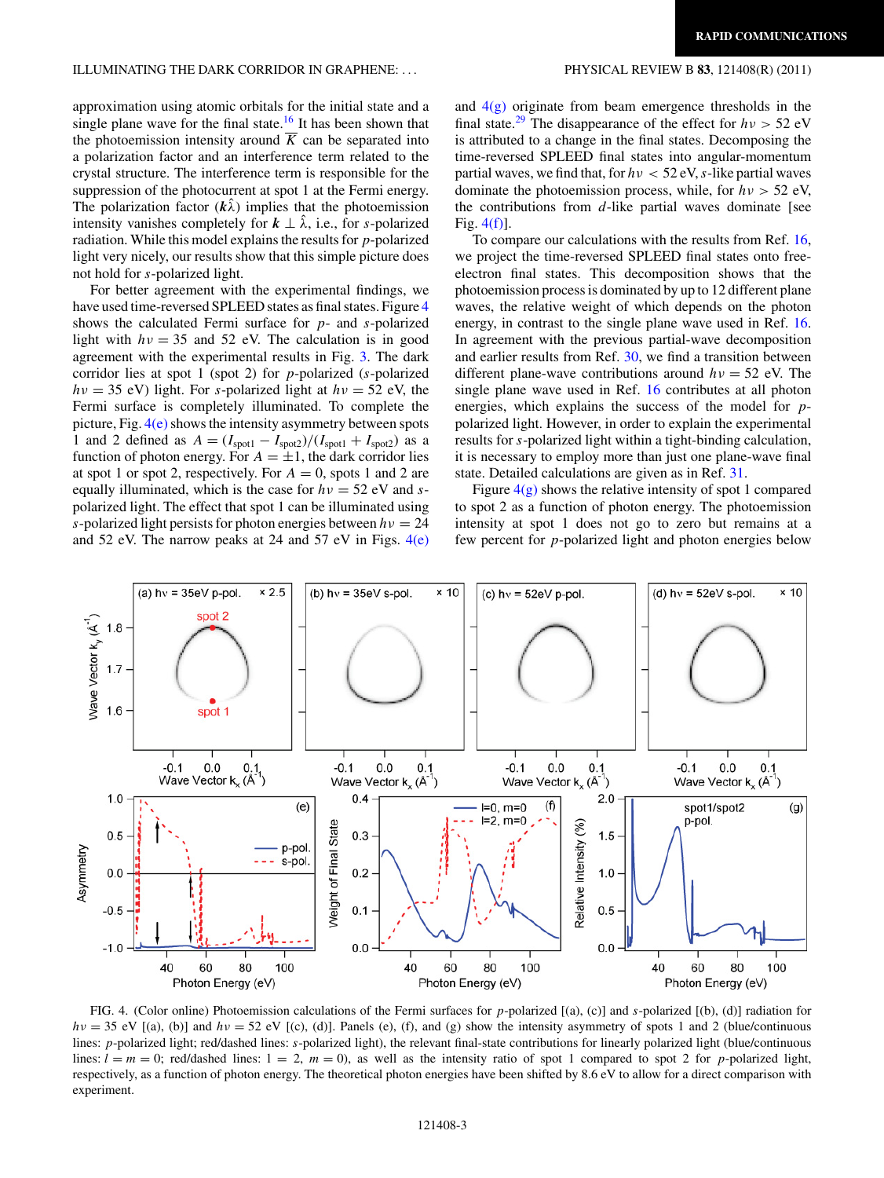approximation using atomic orbitals for the initial state and a single plane wave for the final state.[16] It has been shown that the photoemission intensity around $\overline{K}$ can be separated into a polarization factor and an interference term related to the crystal structure. The interference term is responsible for the suppression of the photocurrent at spot 1 at the Fermi energy. The polarization factor $(\boldsymbol{k}\hat{\lambda})$ implies that the photoemission intensity vanishes completely for $\boldsymbol{k} \perp \hat{\lambda}$, i.e., for $s$-polarized radiation. While this model explains the results for $p$-polarized light very nicely, our results show that this simple picture does not hold for $s$-polarized light.

For better agreement with the experimental findings, we have used time-reversed SPLEED states as final states. Figure 4 shows the calculated Fermi surface for $p$- and $s$-polarized light with $h\nu = 35$ and 52 eV. The calculation is in good agreement with the experimental results in Fig. 3. The dark corridor lies at spot 1 (spot 2) for $p$-polarized ($s$-polarized $h\nu = 35$ eV) light. For $s$-polarized light at $h\nu = 52$ eV, the Fermi surface is completely illuminated. To complete the picture, Fig. 4(e) shows the intensity asymmetry between spots 1 and 2 defined as $A = (I_{\mathrm{spot1}} - I_{\mathrm{spot2}})/(I_{\mathrm{spot1}} + I_{\mathrm{spot2}})$ as a function of photon energy. For $A = \pm 1$, the dark corridor lies at spot 1 or spot 2, respectively. For $A = 0$, spots 1 and 2 are equally illuminated, which is the case for $h\nu = 52$ eV and $s$-polarized light. The effect that spot 1 can be illuminated using $s$-polarized light persists for photon energies between $h\nu = 24$ and 52 eV. The narrow peaks at 24 and 57 eV in Figs. 4(e) and 4(g) originate from beam emergence thresholds in the final state.[29] The disappearance of the effect for $h\nu > 52$ eV is attributed to a change in the final states. Decomposing the time-reversed SPLEED final states into angular-momentum partial waves, we find that, for $h\nu < 52$ eV, $s$-like partial waves dominate the photoemission process, while, for $h\nu > 52$ eV, the contributions from $d$-like partial waves dominate [see Fig. 4(f)].

To compare our calculations with the results from Ref. 16, we project the time-reversed SPLEED final states onto free-electron final states. This decomposition shows that the photoemission process is dominated by up to 12 different plane waves, the relative weight of which depends on the photon energy, in contrast to the single plane wave used in Ref. 16. In agreement with the previous partial-wave decomposition and earlier results from Ref. 30, we find a transition between different plane-wave contributions around $h\nu = 52$ eV. The single plane wave used in Ref. 16 contributes at all photon energies, which explains the success of the model for $p$-polarized light. However, in order to explain the experimental results for $s$-polarized light within a tight-binding calculation, it is necessary to employ more than just one plane-wave final state. Detailed calculations are given as in Ref. 31.

Figure 4(g) shows the relative intensity of spot 1 compared to spot 2 as a function of photon energy. The photoemission intensity at spot 1 does not go to zero but remains at a few percent for $p$-polarized light and photon energies below

FIG. 4. (Color online) Photoemission calculations of the Fermi surfaces for $p$-polarized [(a), (c)] and $s$-polarized [(b), (d)] radiation for $h\nu = 35$ eV [(a), (b)] and $h\nu = 52$ eV [(c), (d)]. Panels (e), (f), and (g) show the intensity asymmetry of spots 1 and 2 (blue/continuous lines: $p$-polarized light; red/dashed lines: $s$-polarized light), the relevant final-state contributions for linearly polarized light (blue/continuous lines: $l = m = 0$; red/dashed lines: $l = 2$, $m = 0$), as well as the intensity ratio of spot 1 compared to spot 2 for $p$-polarized light, respectively, as a function of photon energy. The theoretical photon energies have been shifted by 8.6 eV to allow for a direct comparison with experiment.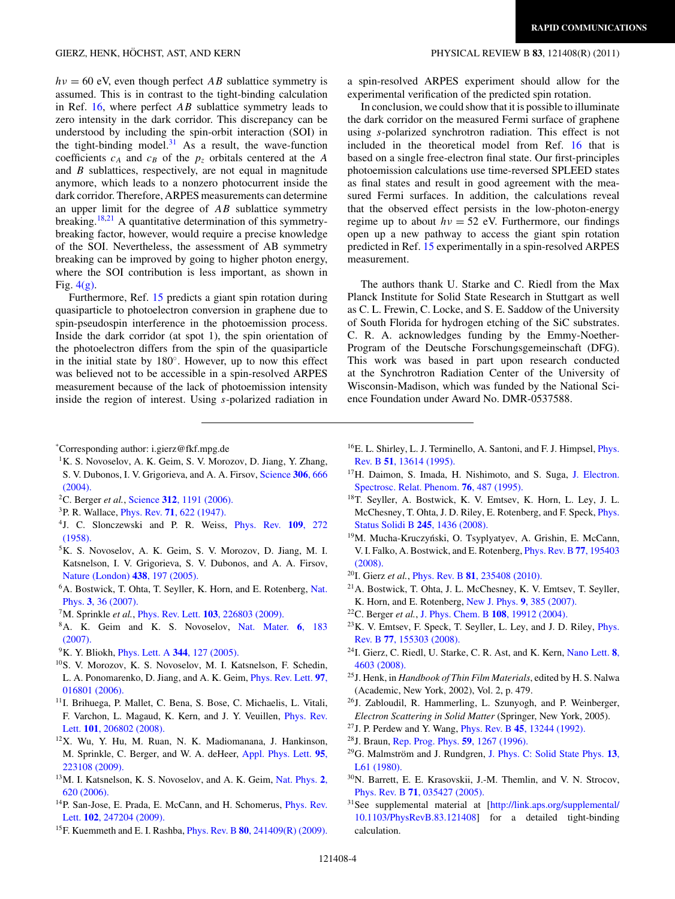$h\nu = 60$ eV, even though perfect $AB$ sublattice symmetry is assumed. This is in contrast to the tight-binding calculation in Ref. 16, where perfect $AB$ sublattice symmetry leads to zero intensity in the dark corridor. This discrepancy can be understood by including the spin-orbit interaction (SOI) in the tight-binding model.[31] As a result, the wave-function coefficients $c_A$ and $c_B$ of the $p_z$ orbitals centered at the $A$ and $B$ sublattices, respectively, are not equal in magnitude anymore, which leads to a nonzero photocurrent inside the dark corridor. Therefore, ARPES measurements can determine an upper limit for the degree of $AB$ sublattice symmetry breaking.[18,21] A quantitative determination of this symmetry-breaking factor, however, would require a precise knowledge of the SOI. Nevertheless, the assessment of AB symmetry breaking can be improved by going to higher photon energy, where the SOI contribution is less important, as shown in Fig. 4(g).

Furthermore, Ref. 15 predicts a giant spin rotation during quasiparticle to photoelectron conversion in graphene due to spin-pseudospin interference in the photoemission process. Inside the dark corridor (at spot 1), the spin orientation of the photoelectron differs from the spin of the quasiparticle in the initial state by 180°. However, up to now this effect was believed not to be accessible in a spin-resolved ARPES measurement because of the lack of photoemission intensity inside the region of interest. Using $s$-polarized radiation in a spin-resolved ARPES experiment should allow for the experimental verification of the predicted spin rotation.

In conclusion, we could show that it is possible to illuminate the dark corridor on the measured Fermi surface of graphene using $s$-polarized synchrotron radiation. This effect is not included in the theoretical model from Ref. 16 that is based on a single free-electron final state. Our first-principles photoemission calculations use time-reversed SPLEED states as final states and result in good agreement with the measured Fermi surfaces. In addition, the calculations reveal that the observed effect persists in the low-photon-energy regime up to about $h\nu = 52$ eV. Furthermore, our findings open up a new pathway to access the giant spin rotation predicted in Ref. 15 experimentally in a spin-resolved ARPES measurement.

The authors thank U. Starke and C. Riedl from the Max Planck Institute for Solid State Research in Stuttgart as well as C. L. Frewin, C. Locke, and S. E. Saddow of the University of South Florida for hydrogen etching of the SiC substrates. C. R. A. acknowledges funding by the Emmy-Noether-Program of the Deutsche Forschungsgemeinschaft (DFG). This work was based in part upon research conducted at the Synchrotron Radiation Center of the University of Wisconsin-Madison, which was funded by the National Science Foundation under Award No. DMR-0537588.

---

*Corresponding author: i.gierz@fkf.mpg.de

[1] K. S. Novoselov, A. K. Geim, S. V. Morozov, D. Jiang, Y. Zhang, S. V. Dubonos, I. V. Grigorieva, and A. A. Firsov, Science **306**, 666 (2004).

[2] C. Berger *et al.*, Science **312**, 1191 (2006).

[3] P. R. Wallace, Phys. Rev. **71**, 622 (1947).

[4] J. C. Slonczewski and P. R. Weiss, Phys. Rev. **109**, 272 (1958).

[5] K. S. Novoselov, A. K. Geim, S. V. Morozov, D. Jiang, M. I. Katsnelson, I. V. Grigorieva, S. V. Dubonos, and A. A. Firsov, Nature (London) **438**, 197 (2005).

[6] A. Bostwick, T. Ohta, T. Seyller, K. Horn, and E. Rotenberg, Nat. Phys. **3**, 36 (2007).

[7] M. Sprinkle *et al.*, Phys. Rev. Lett. **103**, 226803 (2009).

[8] A. K. Geim and K. S. Novoselov, Nat. Mater. **6**, 183 (2007).

[9] K. Y. Bliokh, Phys. Lett. A **344**, 127 (2005).

[10] S. V. Morozov, K. S. Novoselov, M. I. Katsnelson, F. Schedin, L. A. Ponomarenko, D. Jiang, and A. K. Geim, Phys. Rev. Lett. **97**, 016801 (2006).

[11] I. Brihuega, P. Mallet, C. Bena, S. Bose, C. Michaelis, L. Vitali, F. Varchon, L. Magaud, K. Kern, and J. Y. Veuillen, Phys. Rev. Lett. **101**, 206802 (2008).

[12] X. Wu, Y. Hu, M. Ruan, N. K. Madiomanana, J. Hankinson, M. Sprinkle, C. Berger, and W. A. deHeer, Appl. Phys. Lett. **95**, 223108 (2009).

[13] M. I. Katsnelson, K. S. Novoselov, and A. K. Geim, Nat. Phys. **2**, 620 (2006).

[14] P. San-Jose, E. Prada, E. McCann, and H. Schomerus, Phys. Rev. Lett. **102**, 247204 (2009).

[15] F. Kuemmeth and E. I. Rashba, Phys. Rev. B **80**, 241409(R) (2009).

[16] E. L. Shirley, L. J. Terminello, A. Santoni, and F. J. Himpsel, Phys. Rev. B **51**, 13614 (1995).

[17] H. Daimon, S. Imada, H. Nishimoto, and S. Suga, J. Electron. Spectrosc. Relat. Phenom. **76**, 487 (1995).

[18] T. Seyller, A. Bostwick, K. V. Emtsev, K. Horn, L. Ley, J. L. McChesney, T. Ohta, J. D. Riley, E. Rotenberg, and F. Speck, Phys. Status Solidi B **245**, 1436 (2008).

[19] M. Mucha-Kruczyński, O. Tsyplyatyev, A. Grishin, E. McCann, V. I. Falko, A. Bostwick, and E. Rotenberg, Phys. Rev. B **77**, 195403 (2008).

[20] I. Gierz *et al.*, Phys. Rev. B **81**, 235408 (2010).

[21] A. Bostwick, T. Ohta, J. L. McChesney, K. V. Emtsev, T. Seyller, K. Horn, and E. Rotenberg, New J. Phys. **9**, 385 (2007).

[22] C. Berger *et al.*, J. Phys. Chem. B **108**, 19912 (2004).

[23] K. V. Emtsev, F. Speck, T. Seyller, L. Ley, and J. D. Riley, Phys. Rev. B **77**, 155303 (2008).

[24] I. Gierz, C. Riedl, U. Starke, C. R. Ast, and K. Kern, Nano Lett. **8**, 4603 (2008).

[25] J. Henk, in *Handbook of Thin Film Materials*, edited by H. S. Nalwa (Academic, New York, 2002), Vol. 2, p. 479.

[26] J. Zabloudil, R. Hammerling, L. Szunyogh, and P. Weinberger, *Electron Scattering in Solid Matter* (Springer, New York, 2005).

[27] J. P. Perdew and Y. Wang, Phys. Rev. B **45**, 13244 (1992).

[28] J. Braun, Rep. Prog. Phys. **59**, 1267 (1996).

[29] G. Malmström and J. Rundgren, J. Phys. C: Solid State Phys. **13**, L61 (1980).

[30] N. Barrett, E. E. Krasovskii, J.-M. Themlin, and V. N. Strocov, Phys. Rev. B **71**, 035427 (2005).

[31] See supplemental material at [http://link.aps.org/supplemental/10.1103/PhysRevB.83.121408] for a detailed tight-binding calculation.